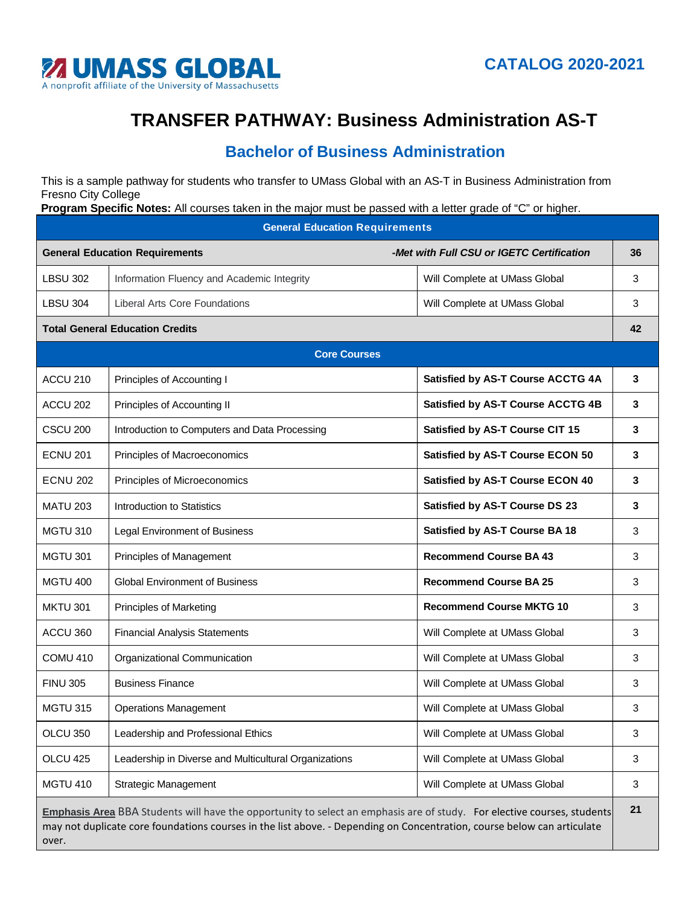UMASS GLOBAL
A nonprofit affiliate of the University of Massachusetts

CATALOG 2020-2021

# TRANSFER PATHWAY: Business Administration AS-T

## Bachelor of Business Administration

This is a sample pathway for students who transfer to UMass Global with an AS-T in Business Administration from Fresno City College

**Program Specific Notes:** All courses taken in the major must be passed with a letter grade of "C" or higher.

| General Education Requirements | | | |
|---|---|---|---|
| **General Education Requirements** | | ***-Met with Full CSU or IGETC Certification*** | **36** |
| LBSU 302 | Information Fluency and Academic Integrity | Will Complete at UMass Global | 3 |
| LBSU 304 | Liberal Arts Core Foundations | Will Complete at UMass Global | 3 |
| **Total General Education Credits** | | | **42** |
| **Core Courses** | | | |
| ACCU 210 | Principles of Accounting I | **Satisfied by AS-T Course ACCTG 4A** | **3** |
| ACCU 202 | Principles of Accounting II | **Satisfied by AS-T Course ACCTG 4B** | **3** |
| CSCU 200 | Introduction to Computers and Data Processing | **Satisfied by AS-T Course CIT 15** | **3** |
| ECNU 201 | Principles of Macroeconomics | **Satisfied by AS-T Course ECON 50** | **3** |
| ECNU 202 | Principles of Microeconomics | **Satisfied by AS-T Course ECON 40** | **3** |
| MATU 203 | Introduction to Statistics | **Satisfied by AS-T Course DS 23** | **3** |
| MGTU 310 | Legal Environment of Business | **Satisfied by AS-T Course BA 18** | 3 |
| MGTU 301 | Principles of Management | **Recommend Course BA 43** | 3 |
| MGTU 400 | Global Environment of Business | **Recommend Course BA 25** | 3 |
| MKTU 301 | Principles of Marketing | **Recommend Course MKTG 10** | 3 |
| ACCU 360 | Financial Analysis Statements | Will Complete at UMass Global | 3 |
| COMU 410 | Organizational Communication | Will Complete at UMass Global | 3 |
| FINU 305 | Business Finance | Will Complete at UMass Global | 3 |
| MGTU 315 | Operations Management | Will Complete at UMass Global | 3 |
| OLCU 350 | Leadership and Professional Ethics | Will Complete at UMass Global | 3 |
| OLCU 425 | Leadership in Diverse and Multicultural Organizations | Will Complete at UMass Global | 3 |
| MGTU 410 | Strategic Management | Will Complete at UMass Global | 3 |
| **Emphasis Area** BBA Students will have the opportunity to select an emphasis are of study. For elective courses, students may not duplicate core foundations courses in the list above. - Depending on Concentration, course below can articulate over. | | | **21** |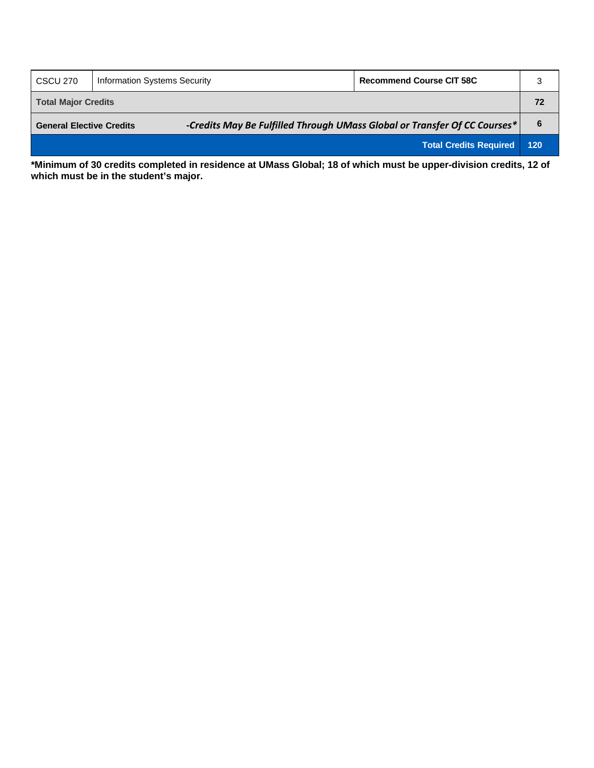| | | | |
|---|---|---|---|
| CSCU 270 | Information Systems Security | **Recommend Course CIT 58C** | 3 |
| **Total Major Credits** | | | **72** |
| **General Elective Credits** | ***-Credits May Be Fulfilled Through UMass Global or Transfer Of CC Courses**** | | **6** |
| | | **Total Credits Required** | **120** |

***Minimum of 30 credits completed in residence at UMass Global; 18 of which must be upper-division credits, 12 of which must be in the student's major.**